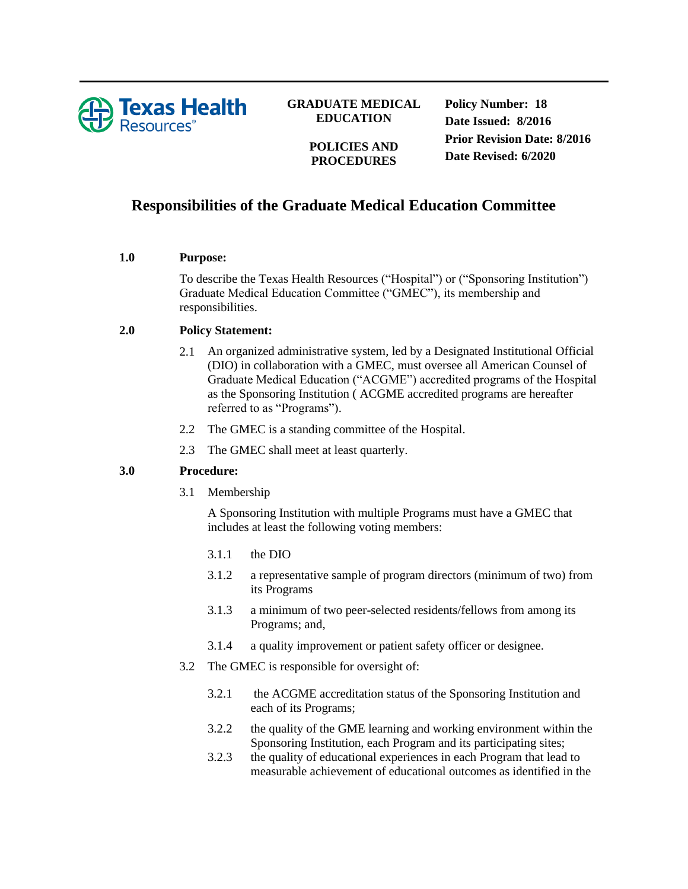Texas Health Resources

**GRADUATE MEDICAL EDUCATION**

**POLICIES AND PROCEDURES**

**Policy Number: 18**
**Date Issued: 8/2016**
**Prior Revision Date: 8/2016**
**Date Revised: 6/2020**

# Responsibilities of the Graduate Medical Education Committee

**1.0 Purpose:**

To describe the Texas Health Resources ("Hospital") or ("Sponsoring Institution") Graduate Medical Education Committee ("GMEC"), its membership and responsibilities.

**2.0 Policy Statement:**

2.1 An organized administrative system, led by a Designated Institutional Official (DIO) in collaboration with a GMEC, must oversee all American Counsel of Graduate Medical Education ("ACGME") accredited programs of the Hospital as the Sponsoring Institution ( ACGME accredited programs are hereafter referred to as "Programs").

2.2 The GMEC is a standing committee of the Hospital.

2.3 The GMEC shall meet at least quarterly.

**3.0 Procedure:**

3.1 Membership

A Sponsoring Institution with multiple Programs must have a GMEC that includes at least the following voting members:

3.1.1 the DIO

3.1.2 a representative sample of program directors (minimum of two) from its Programs

3.1.3 a minimum of two peer-selected residents/fellows from among its Programs; and,

3.1.4 a quality improvement or patient safety officer or designee.

3.2 The GMEC is responsible for oversight of:

3.2.1 the ACGME accreditation status of the Sponsoring Institution and each of its Programs;

3.2.2 the quality of the GME learning and working environment within the Sponsoring Institution, each Program and its participating sites;

3.2.3 the quality of educational experiences in each Program that lead to measurable achievement of educational outcomes as identified in the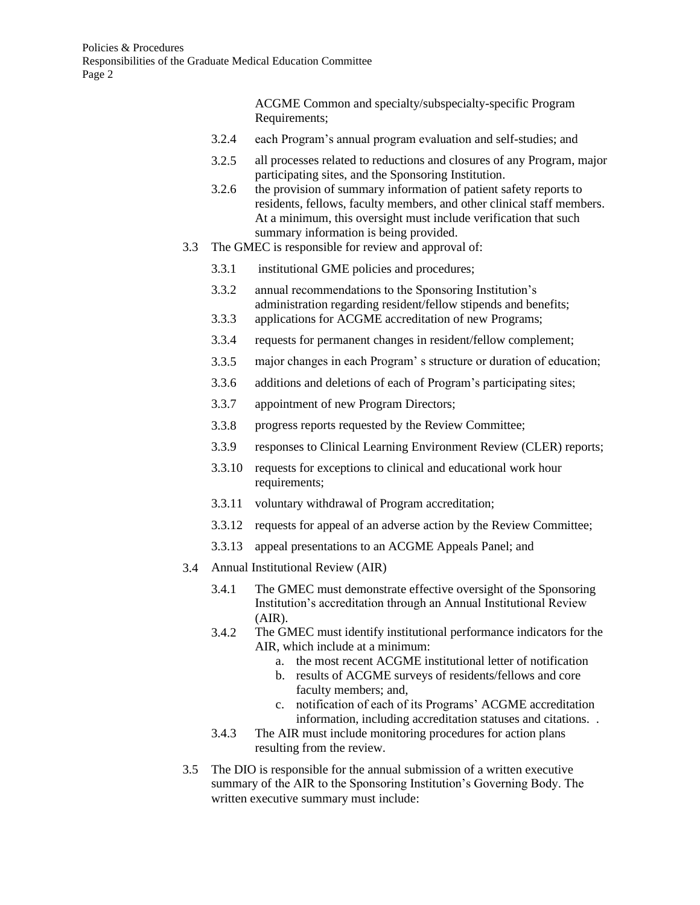ACGME Common and specialty/subspecialty-specific Program Requirements;

- 3.2.4 each Program's annual program evaluation and self-studies; and
- 3.2.5 all processes related to reductions and closures of any Program, major participating sites, and the Sponsoring Institution.
- 3.2.6 the provision of summary information of patient safety reports to residents, fellows, faculty members, and other clinical staff members. At a minimum, this oversight must include verification that such summary information is being provided.

3.3 The GMEC is responsible for review and approval of:

- 3.3.1 institutional GME policies and procedures;
- 3.3.2 annual recommendations to the Sponsoring Institution's administration regarding resident/fellow stipends and benefits;
- 3.3.3 applications for ACGME accreditation of new Programs;
- 3.3.4 requests for permanent changes in resident/fellow complement;
- 3.3.5 major changes in each Program' s structure or duration of education;
- 3.3.6 additions and deletions of each of Program's participating sites;
- 3.3.7 appointment of new Program Directors;
- 3.3.8 progress reports requested by the Review Committee;
- 3.3.9 responses to Clinical Learning Environment Review (CLER) reports;
- 3.3.10 requests for exceptions to clinical and educational work hour requirements;
- 3.3.11 voluntary withdrawal of Program accreditation;
- 3.3.12 requests for appeal of an adverse action by the Review Committee;
- 3.3.13 appeal presentations to an ACGME Appeals Panel; and

3.4 Annual Institutional Review (AIR)

- 3.4.1 The GMEC must demonstrate effective oversight of the Sponsoring Institution's accreditation through an Annual Institutional Review (AIR).
- 3.4.2 The GMEC must identify institutional performance indicators for the AIR, which include at a minimum:
  - a. the most recent ACGME institutional letter of notification
  - b. results of ACGME surveys of residents/fellows and core faculty members; and,
  - c. notification of each of its Programs' ACGME accreditation information, including accreditation statuses and citations. .
- 3.4.3 The AIR must include monitoring procedures for action plans resulting from the review.

3.5 The DIO is responsible for the annual submission of a written executive summary of the AIR to the Sponsoring Institution's Governing Body. The written executive summary must include: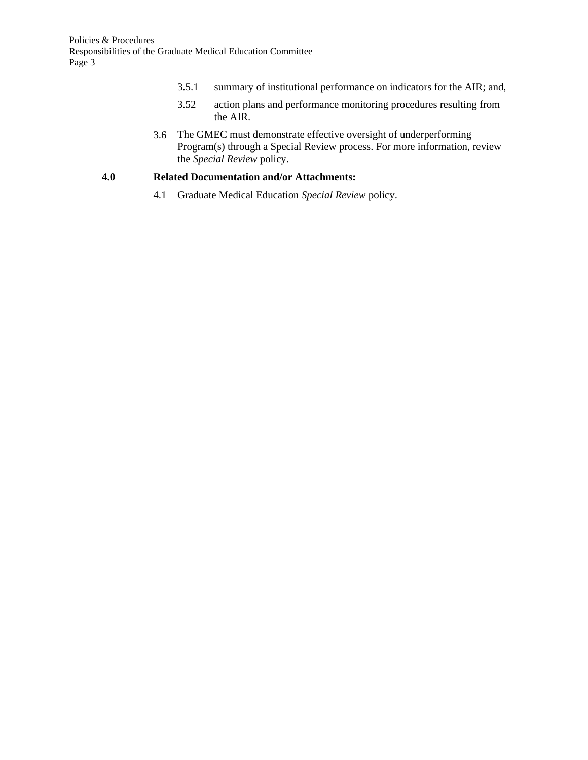3.5.1 summary of institutional performance on indicators for the AIR; and,

3.52 action plans and performance monitoring procedures resulting from the AIR.

3.6 The GMEC must demonstrate effective oversight of underperforming Program(s) through a Special Review process. For more information, review the *Special Review* policy.

**4.0 Related Documentation and/or Attachments:**

4.1 Graduate Medical Education *Special Review* policy.